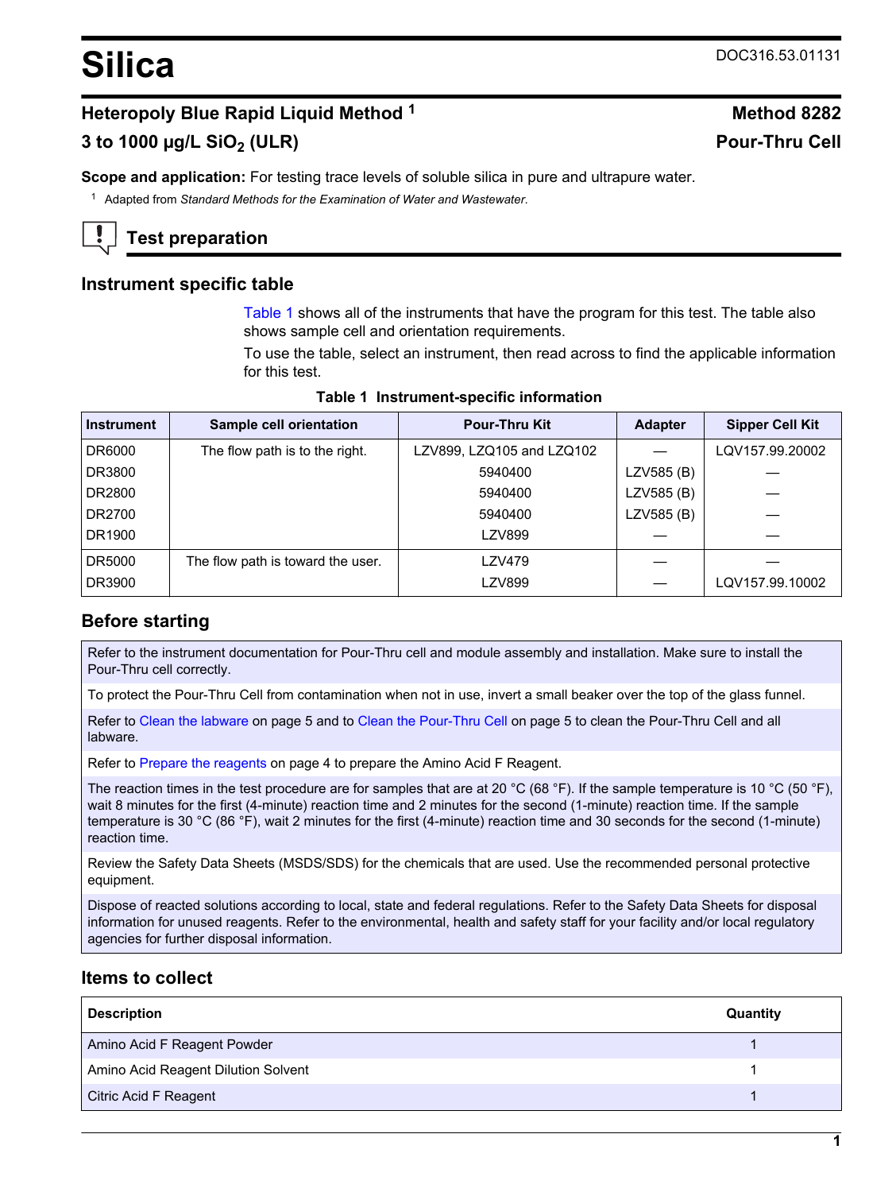# Silica

DOC316.53.01131

## Heteropoly Blue Rapid Liquid Method [1]

## Method 8282

## 3 to 1000 µg/L $SiO_2$ (ULR)

## Pour-Thru Cell

**Scope and application:** For testing trace levels of soluble silica in pure and ultrapure water.

[1] Adapted from *Standard Methods for the Examination of Water and Wastewater.*

## Test preparation

### Instrument specific table

Table 1 shows all of the instruments that have the program for this test. The table also shows sample cell and orientation requirements.

To use the table, select an instrument, then read across to find the applicable information for this test.

**Table 1 Instrument-specific information**

| Instrument | Sample cell orientation | Pour-Thru Kit | Adapter | Sipper Cell Kit |
|---|---|---|---|---|
| DR6000 | The flow path is to the right. | LZV899, LZQ105 and LZQ102 | — | LQV157.99.20002 |
| DR3800 | | 5940400 | LZV585 (B) | — |
| DR2800 | | 5940400 | LZV585 (B) | — |
| DR2700 | | 5940400 | LZV585 (B) | — |
| DR1900 | | LZV899 | — | — |
| DR5000 | The flow path is toward the user. | LZV479 | — | — |
| DR3900 | | LZV899 | — | LQV157.99.10002 |

### Before starting

Refer to the instrument documentation for Pour-Thru cell and module assembly and installation. Make sure to install the Pour-Thru cell correctly.

To protect the Pour-Thru Cell from contamination when not in use, invert a small beaker over the top of the glass funnel.

Refer to Clean the labware on page 5 and to Clean the Pour-Thru Cell on page 5 to clean the Pour-Thru Cell and all labware.

Refer to Prepare the reagents on page 4 to prepare the Amino Acid F Reagent.

The reaction times in the test procedure are for samples that are at 20 °C (68 °F). If the sample temperature is 10 °C (50 °F), wait 8 minutes for the first (4-minute) reaction time and 2 minutes for the second (1-minute) reaction time. If the sample temperature is 30 °C (86 °F), wait 2 minutes for the first (4-minute) reaction time and 30 seconds for the second (1-minute) reaction time.

Review the Safety Data Sheets (MSDS/SDS) for the chemicals that are used. Use the recommended personal protective equipment.

Dispose of reacted solutions according to local, state and federal regulations. Refer to the Safety Data Sheets for disposal information for unused reagents. Refer to the environmental, health and safety staff for your facility and/or local regulatory agencies for further disposal information.

### Items to collect

| Description | Quantity |
|---|---|
| Amino Acid F Reagent Powder | 1 |
| Amino Acid Reagent Dilution Solvent | 1 |
| Citric Acid F Reagent | 1 |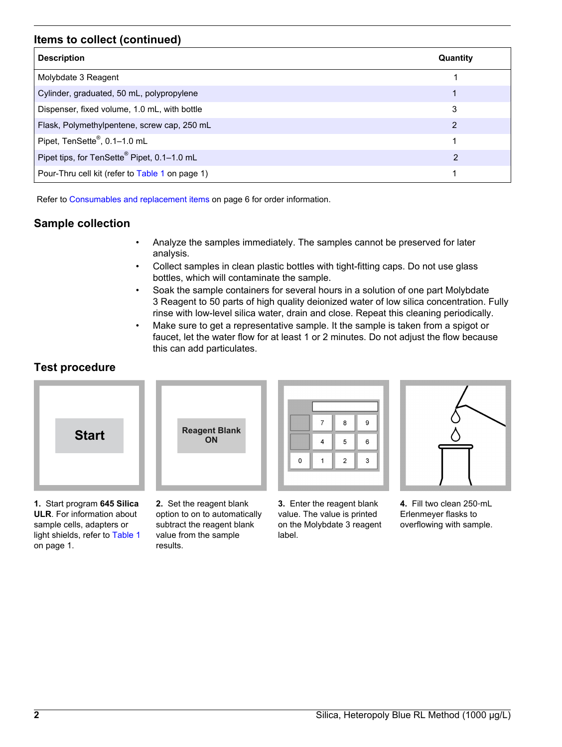## Items to collect (continued)

| Description | Quantity |
|---|---|
| Molybdate 3 Reagent | 1 |
| Cylinder, graduated, 50 mL, polypropylene | 1 |
| Dispenser, fixed volume, 1.0 mL, with bottle | 3 |
| Flask, Polymethylpentene, screw cap, 250 mL | 2 |
| Pipet, TenSette®, 0.1–1.0 mL | 1 |
| Pipet tips, for TenSette® Pipet, 0.1–1.0 mL | 2 |
| Pour-Thru cell kit (refer to Table 1 on page 1) | 1 |

Refer to Consumables and replacement items on page 6 for order information.

## Sample collection

- Analyze the samples immediately. The samples cannot be preserved for later analysis.
- Collect samples in clean plastic bottles with tight-fitting caps. Do not use glass bottles, which will contaminate the sample.
- Soak the sample containers for several hours in a solution of one part Molybdate 3 Reagent to 50 parts of high quality deionized water of low silica concentration. Fully rinse with low-level silica water, drain and close. Repeat this cleaning periodically.
- Make sure to get a representative sample. It the sample is taken from a spigot or faucet, let the water flow for at least 1 or 2 minutes. Do not adjust the flow because this can add particulates.

## Test procedure

Start

**1.** Start program **645 Silica ULR**. For information about sample cells, adapters or light shields, refer to Table 1 on page 1.

Reagent Blank ON

**2.** Set the reagent blank option to on to automatically subtract the reagent blank value from the sample results.

**3.** Enter the reagent blank value. The value is printed on the Molybdate 3 reagent label.

**4.** Fill two clean 250-mL Erlenmeyer flasks to overflowing with sample.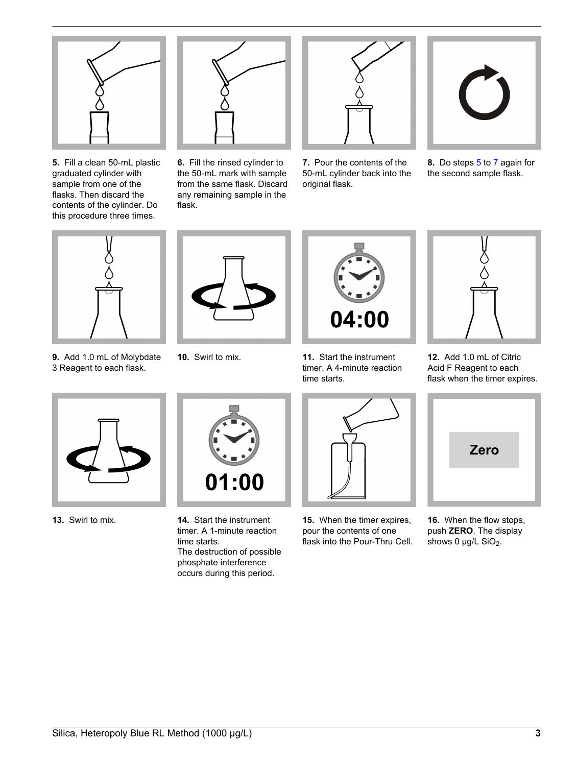5. Fill a clean 50-mL plastic graduated cylinder with sample from one of the flasks. Then discard the contents of the cylinder. Do this procedure three times.

6. Fill the rinsed cylinder to the 50-mL mark with sample from the same flask. Discard any remaining sample in the flask.

7. Pour the contents of the 50-mL cylinder back into the original flask.

8. Do steps 5 to 7 again for the second sample flask.

9. Add 1.0 mL of Molybdate 3 Reagent to each flask.

10. Swirl to mix.

11. Start the instrument timer. A 4-minute reaction time starts.

12. Add 1.0 mL of Citric Acid F Reagent to each flask when the timer expires.

13. Swirl to mix.

14. Start the instrument timer. A 1-minute reaction time starts.
The destruction of possible phosphate interference occurs during this period.

15. When the timer expires, pour the contents of one flask into the Pour-Thru Cell.

16. When the flow stops, push **ZERO**. The display shows 0 µg/L $SiO_2$.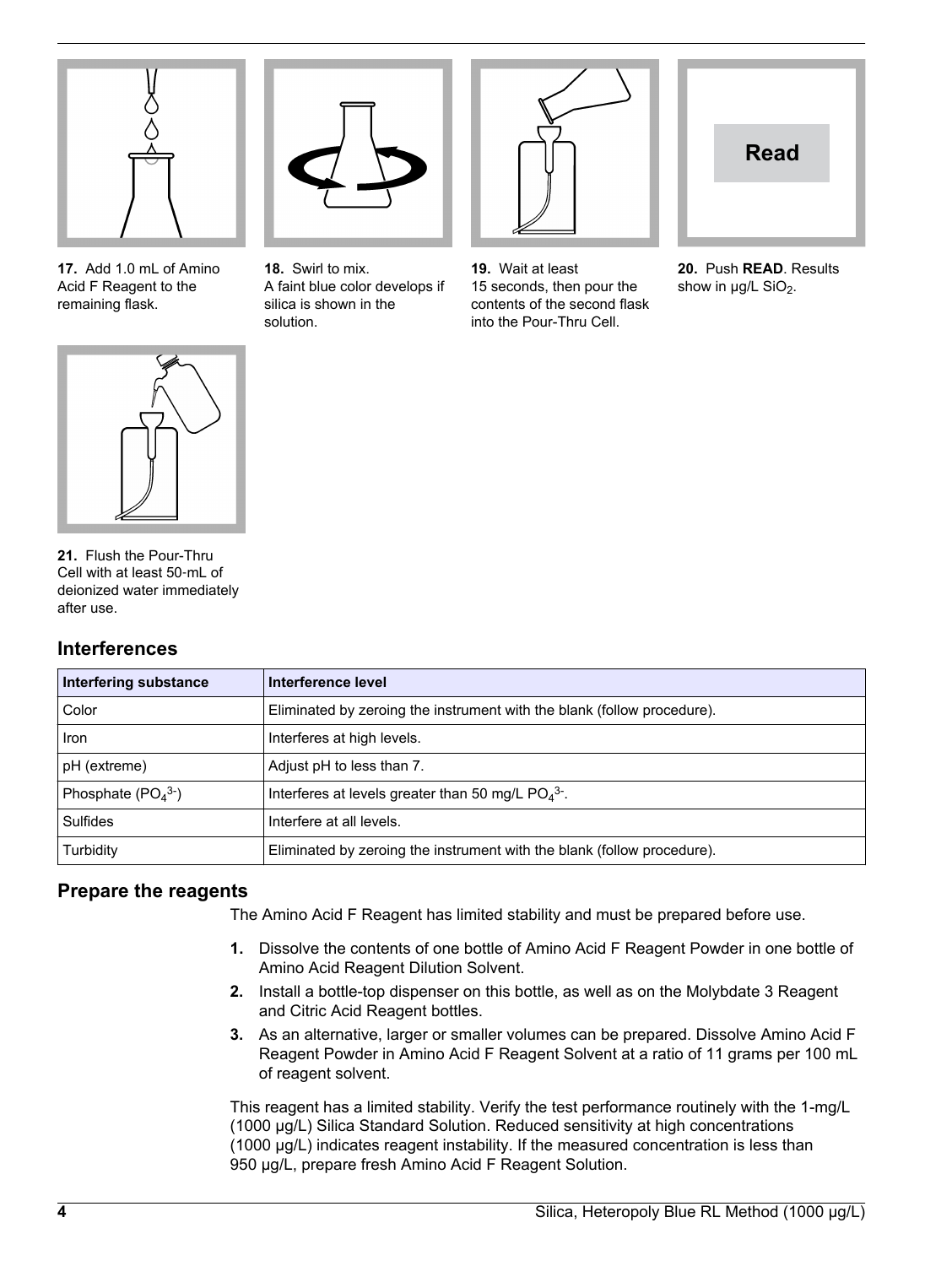**17.** Add 1.0 mL of Amino Acid F Reagent to the remaining flask.

**18.** Swirl to mix. A faint blue color develops if silica is shown in the solution.

**19.** Wait at least 15 seconds, then pour the contents of the second flask into the Pour-Thru Cell.

**20.** Push **READ**. Results show in µg/L $SiO_2$.

**21.** Flush the Pour-Thru Cell with at least 50-mL of deionized water immediately after use.

## Interferences

| Interfering substance | Interference level |
|---|---|
| Color | Eliminated by zeroing the instrument with the blank (follow procedure). |
| Iron | Interferes at high levels. |
| pH (extreme) | Adjust pH to less than 7. |
| Phosphate ($PO_4^{3-}$) | Interferes at levels greater than 50 mg/L $PO_4^{3-}$. |
| Sulfides | Interfere at all levels. |
| Turbidity | Eliminated by zeroing the instrument with the blank (follow procedure). |

## Prepare the reagents

The Amino Acid F Reagent has limited stability and must be prepared before use.

1. Dissolve the contents of one bottle of Amino Acid F Reagent Powder in one bottle of Amino Acid Reagent Dilution Solvent.
2. Install a bottle-top dispenser on this bottle, as well as on the Molybdate 3 Reagent and Citric Acid Reagent bottles.
3. As an alternative, larger or smaller volumes can be prepared. Dissolve Amino Acid F Reagent Powder in Amino Acid F Reagent Solvent at a ratio of 11 grams per 100 mL of reagent solvent.

This reagent has a limited stability. Verify the test performance routinely with the 1-mg/L (1000 µg/L) Silica Standard Solution. Reduced sensitivity at high concentrations (1000 µg/L) indicates reagent instability. If the measured concentration is less than 950 µg/L, prepare fresh Amino Acid F Reagent Solution.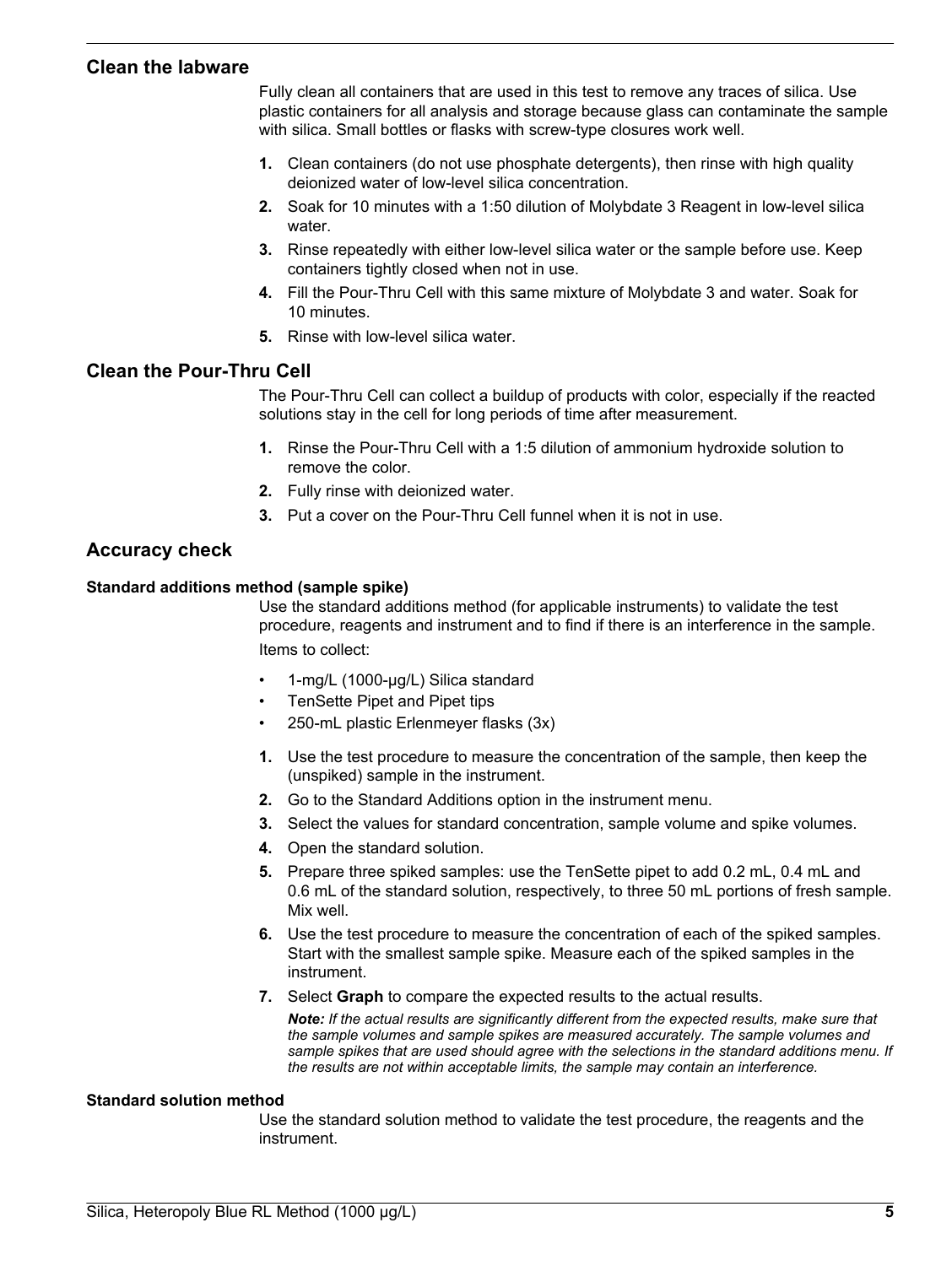## Clean the labware

Fully clean all containers that are used in this test to remove any traces of silica. Use plastic containers for all analysis and storage because glass can contaminate the sample with silica. Small bottles or flasks with screw-type closures work well.

1. Clean containers (do not use phosphate detergents), then rinse with high quality deionized water of low-level silica concentration.
2. Soak for 10 minutes with a 1:50 dilution of Molybdate 3 Reagent in low-level silica water.
3. Rinse repeatedly with either low-level silica water or the sample before use. Keep containers tightly closed when not in use.
4. Fill the Pour-Thru Cell with this same mixture of Molybdate 3 and water. Soak for 10 minutes.
5. Rinse with low-level silica water.

## Clean the Pour-Thru Cell

The Pour-Thru Cell can collect a buildup of products with color, especially if the reacted solutions stay in the cell for long periods of time after measurement.

1. Rinse the Pour-Thru Cell with a 1:5 dilution of ammonium hydroxide solution to remove the color.
2. Fully rinse with deionized water.
3. Put a cover on the Pour-Thru Cell funnel when it is not in use.

## Accuracy check

### Standard additions method (sample spike)

Use the standard additions method (for applicable instruments) to validate the test procedure, reagents and instrument and to find if there is an interference in the sample.

Items to collect:

- 1-mg/L (1000-µg/L) Silica standard
- TenSette Pipet and Pipet tips
- 250-mL plastic Erlenmeyer flasks (3x)

1. Use the test procedure to measure the concentration of the sample, then keep the (unspiked) sample in the instrument.
2. Go to the Standard Additions option in the instrument menu.
3. Select the values for standard concentration, sample volume and spike volumes.
4. Open the standard solution.
5. Prepare three spiked samples: use the TenSette pipet to add 0.2 mL, 0.4 mL and 0.6 mL of the standard solution, respectively, to three 50 mL portions of fresh sample. Mix well.
6. Use the test procedure to measure the concentration of each of the spiked samples. Start with the smallest sample spike. Measure each of the spiked samples in the instrument.
7. Select **Graph** to compare the expected results to the actual results.

   ***Note:*** *If the actual results are significantly different from the expected results, make sure that the sample volumes and sample spikes are measured accurately. The sample volumes and sample spikes that are used should agree with the selections in the standard additions menu. If the results are not within acceptable limits, the sample may contain an interference.*

### Standard solution method

Use the standard solution method to validate the test procedure, the reagents and the instrument.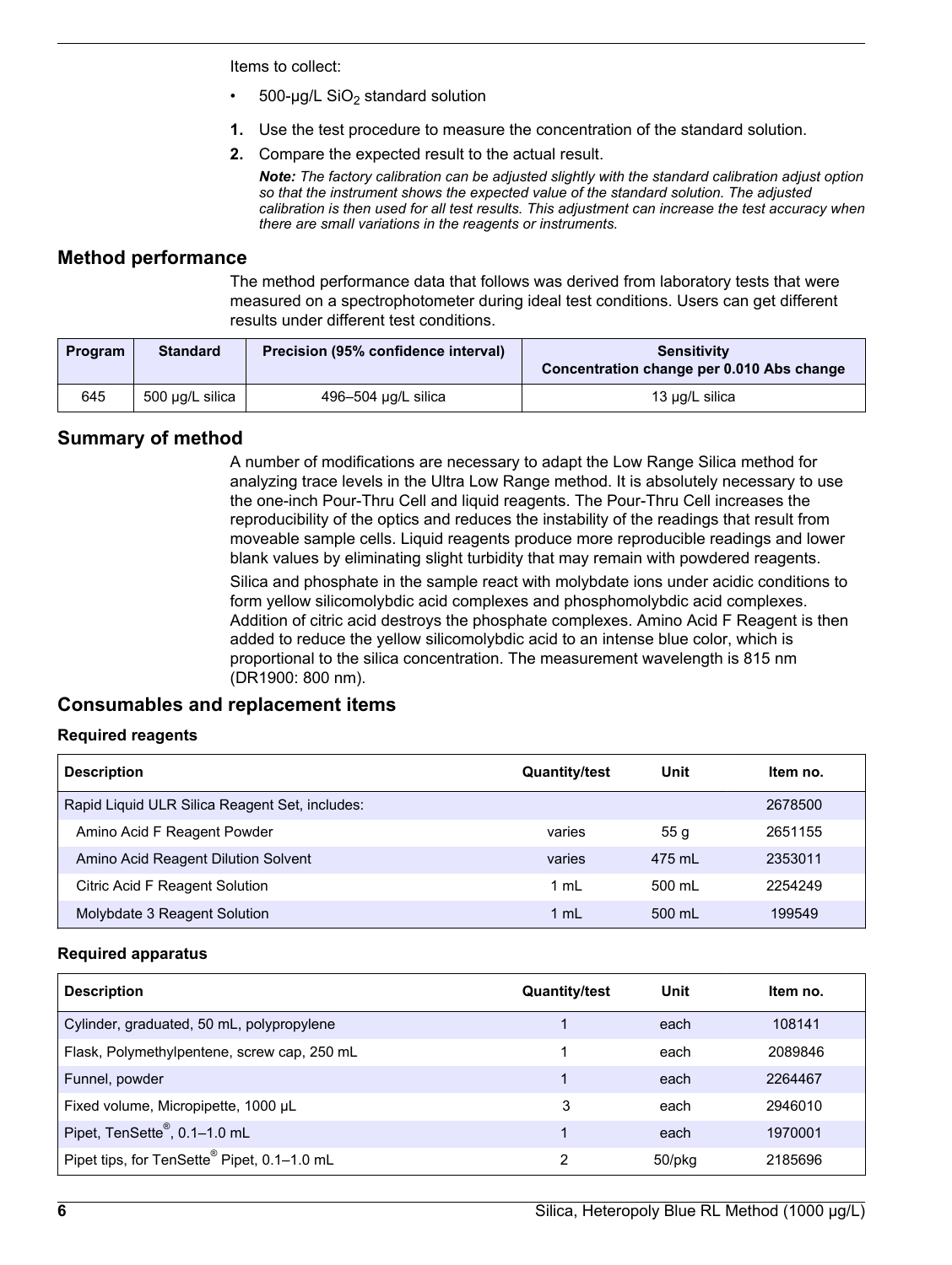Items to collect:

- 500-µg/L $SiO_2$ standard solution

1. Use the test procedure to measure the concentration of the standard solution.
2. Compare the expected result to the actual result.

   ***Note:** The factory calibration can be adjusted slightly with the standard calibration adjust option so that the instrument shows the expected value of the standard solution. The adjusted calibration is then used for all test results. This adjustment can increase the test accuracy when there are small variations in the reagents or instruments.*

## Method performance

The method performance data that follows was derived from laboratory tests that were measured on a spectrophotometer during ideal test conditions. Users can get different results under different test conditions.

| Program | Standard | Precision (95% confidence interval) | Sensitivity Concentration change per 0.010 Abs change |
|---|---|---|---|
| 645 | 500 µg/L silica | 496–504 µg/L silica | 13 µg/L silica |

## Summary of method

A number of modifications are necessary to adapt the Low Range Silica method for analyzing trace levels in the Ultra Low Range method. It is absolutely necessary to use the one-inch Pour-Thru Cell and liquid reagents. The Pour-Thru Cell increases the reproducibility of the optics and reduces the instability of the readings that result from moveable sample cells. Liquid reagents produce more reproducible readings and lower blank values by eliminating slight turbidity that may remain with powdered reagents.

Silica and phosphate in the sample react with molybdate ions under acidic conditions to form yellow silicomolybdic acid complexes and phosphomolybdic acid complexes. Addition of citric acid destroys the phosphate complexes. Amino Acid F Reagent is then added to reduce the yellow silicomolybdic acid to an intense blue color, which is proportional to the silica concentration. The measurement wavelength is 815 nm (DR1900: 800 nm).

## Consumables and replacement items

### Required reagents

| Description | Quantity/test | Unit | Item no. |
|---|---|---|---|
| Rapid Liquid ULR Silica Reagent Set, includes: | | | 2678500 |
| Amino Acid F Reagent Powder | varies | 55 g | 2651155 |
| Amino Acid Reagent Dilution Solvent | varies | 475 mL | 2353011 |
| Citric Acid F Reagent Solution | 1 mL | 500 mL | 2254249 |
| Molybdate 3 Reagent Solution | 1 mL | 500 mL | 199549 |

### Required apparatus

| Description | Quantity/test | Unit | Item no. |
|---|---|---|---|
| Cylinder, graduated, 50 mL, polypropylene | 1 | each | 108141 |
| Flask, Polymethylpentene, screw cap, 250 mL | 1 | each | 2089846 |
| Funnel, powder | 1 | each | 2264467 |
| Fixed volume, Micropipette, 1000 µL | 3 | each | 2946010 |
| Pipet, TenSette®, 0.1–1.0 mL | 1 | each | 1970001 |
| Pipet tips, for TenSette® Pipet, 0.1–1.0 mL | 2 | 50/pkg | 2185696 |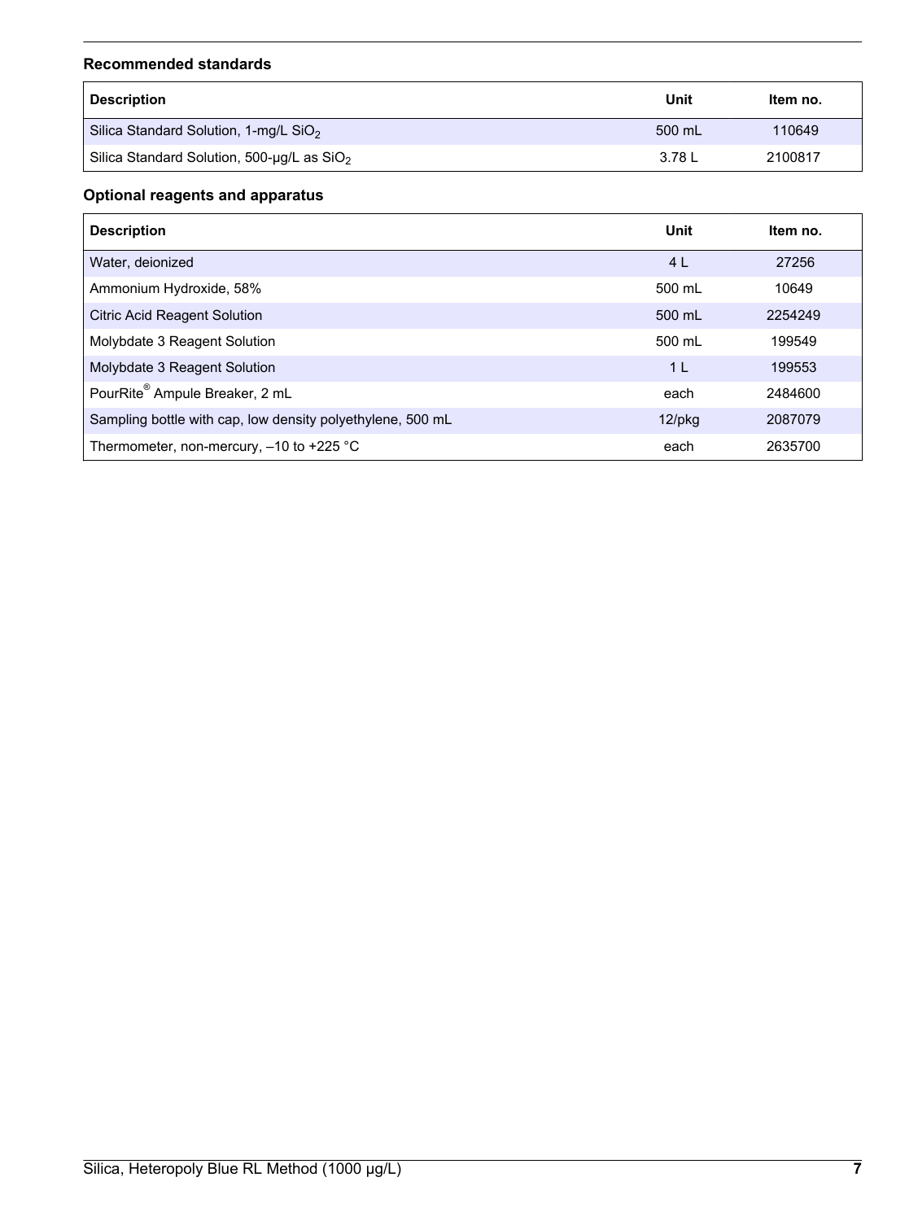### Recommended standards

| Description | Unit | Item no. |
| --- | --- | --- |
| Silica Standard Solution, 1-mg/L $SiO_2$ | 500 mL | 110649 |
| Silica Standard Solution, 500-µg/L as $SiO_2$ | 3.78 L | 2100817 |

### Optional reagents and apparatus

| Description | Unit | Item no. |
| --- | --- | --- |
| Water, deionized | 4 L | 27256 |
| Ammonium Hydroxide, 58% | 500 mL | 10649 |
| Citric Acid Reagent Solution | 500 mL | 2254249 |
| Molybdate 3 Reagent Solution | 500 mL | 199549 |
| Molybdate 3 Reagent Solution | 1 L | 199553 |
| PourRite® Ampule Breaker, 2 mL | each | 2484600 |
| Sampling bottle with cap, low density polyethylene, 500 mL | 12/pkg | 2087079 |
| Thermometer, non-mercury, –10 to +225 °C | each | 2635700 |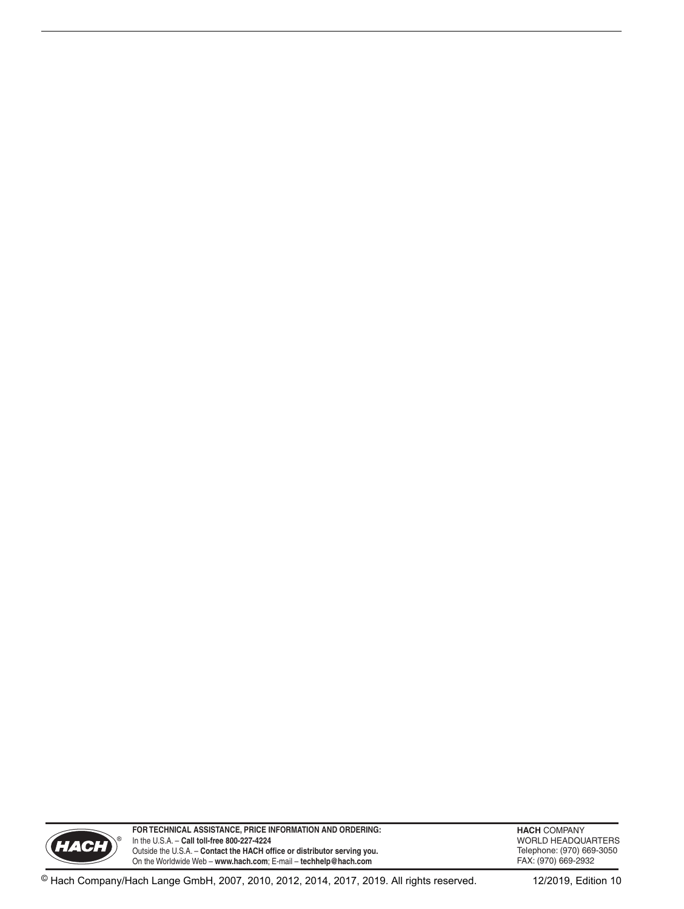**FOR TECHNICAL ASSISTANCE, PRICE INFORMATION AND ORDERING:**
In the U.S.A. – **Call toll-free 800-227-4224**
Outside the U.S.A. – **Contact the HACH office or distributor serving you.**
On the Worldwide Web – **www.hach.com**; E-mail – **techhelp@hach.com**

**HACH** COMPANY
WORLD HEADQUARTERS
Telephone: (970) 669-3050
FAX: (970) 669-2932

© Hach Company/Hach Lange GmbH, 2007, 2010, 2012, 2014, 2017, 2019. All rights reserved. 12/2019, Edition 10